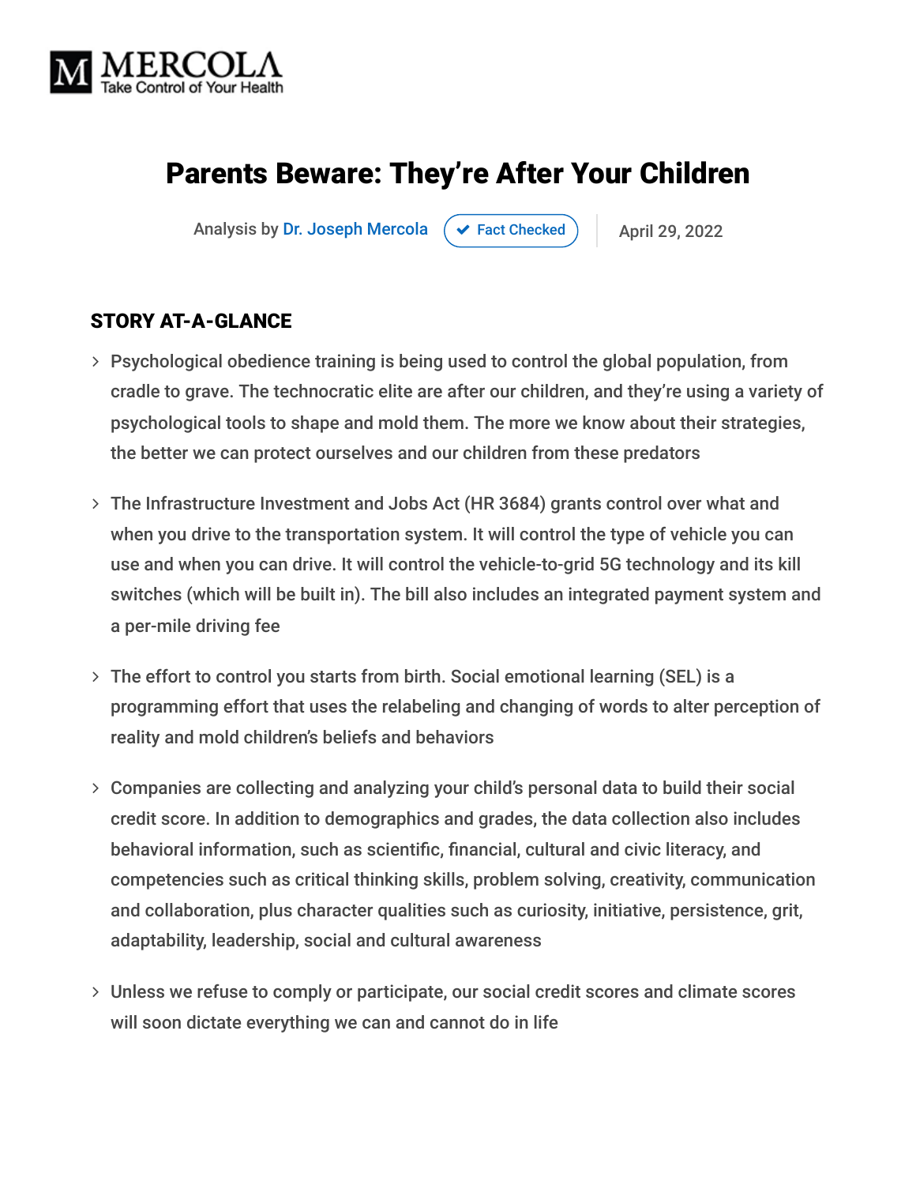# Parents Beware: They're After Your Children

Analysis by Dr. Joseph Mercola | Fact Checked | April 29, 2022

## STORY AT-A-GLANCE

- Psychological obedience training is being used to control the global population, from cradle to grave. The technocratic elite are after our children, and they're using a variety of psychological tools to shape and mold them. The more we know about their strategies, the better we can protect ourselves and our children from these predators
- The Infrastructure Investment and Jobs Act (HR 3684) grants control over what and when you drive to the transportation system. It will control the type of vehicle you can use and when you can drive. It will control the vehicle-to-grid 5G technology and its kill switches (which will be built in). The bill also includes an integrated payment system and a per-mile driving fee
- The effort to control you starts from birth. Social emotional learning (SEL) is a programming effort that uses the relabeling and changing of words to alter perception of reality and mold children's beliefs and behaviors
- Companies are collecting and analyzing your child's personal data to build their social credit score. In addition to demographics and grades, the data collection also includes behavioral information, such as scientific, financial, cultural and civic literacy, and competencies such as critical thinking skills, problem solving, creativity, communication and collaboration, plus character qualities such as curiosity, initiative, persistence, grit, adaptability, leadership, social and cultural awareness
- Unless we refuse to comply or participate, our social credit scores and climate scores will soon dictate everything we can and cannot do in life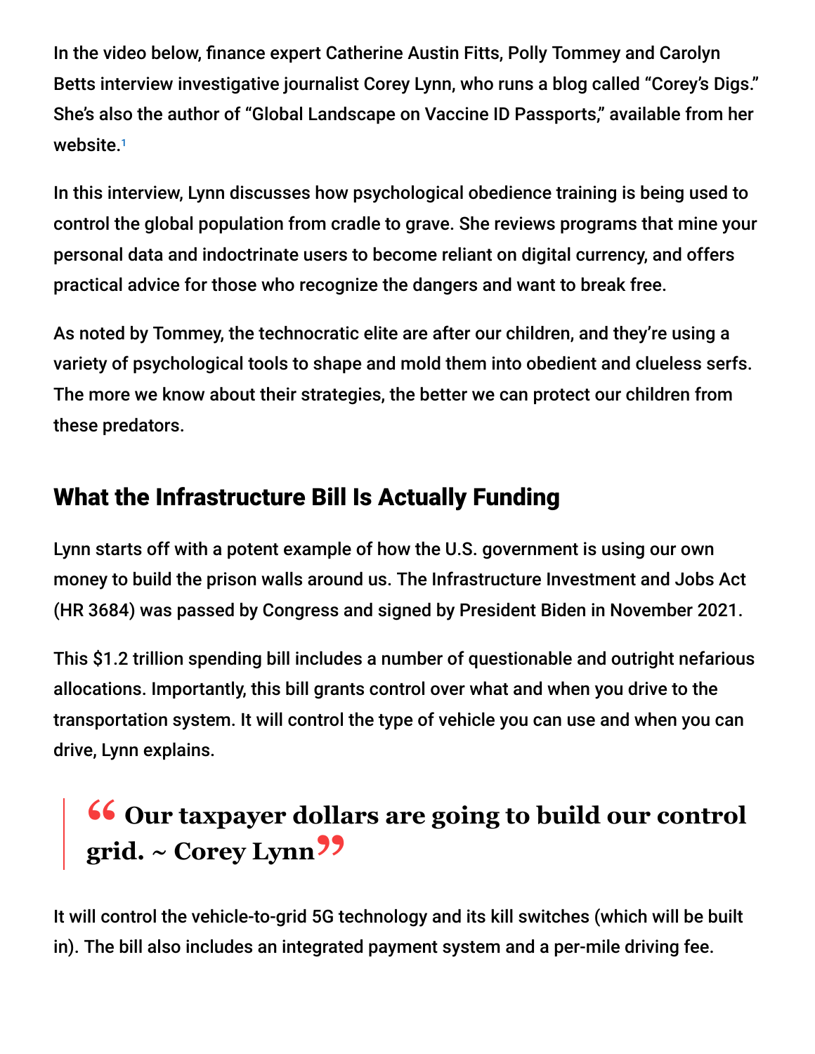In the video below, finance expert Catherine Austin Fitts, Polly Tommey and Carolyn Betts interview investigative journalist Corey Lynn, who runs a blog called "Corey's Digs." She's also the author of "Global Landscape on Vaccine ID Passports," available from her website.[1]

In this interview, Lynn discusses how psychological obedience training is being used to control the global population from cradle to grave. She reviews programs that mine your personal data and indoctrinate users to become reliant on digital currency, and offers practical advice for those who recognize the dangers and want to break free.

As noted by Tommey, the technocratic elite are after our children, and they're using a variety of psychological tools to shape and mold them into obedient and clueless serfs. The more we know about their strategies, the better we can protect our children from these predators.

## What the Infrastructure Bill Is Actually Funding

Lynn starts off with a potent example of how the U.S. government is using our own money to build the prison walls around us. The Infrastructure Investment and Jobs Act (HR 3684) was passed by Congress and signed by President Biden in November 2021.

This $1.2 trillion spending bill includes a number of questionable and outright nefarious allocations. Importantly, this bill grants control over what and when you drive to the transportation system. It will control the type of vehicle you can use and when you can drive, Lynn explains.

> **"Our taxpayer dollars are going to build our control grid. ~ Corey Lynn"**

It will control the vehicle-to-grid 5G technology and its kill switches (which will be built in). The bill also includes an integrated payment system and a per-mile driving fee.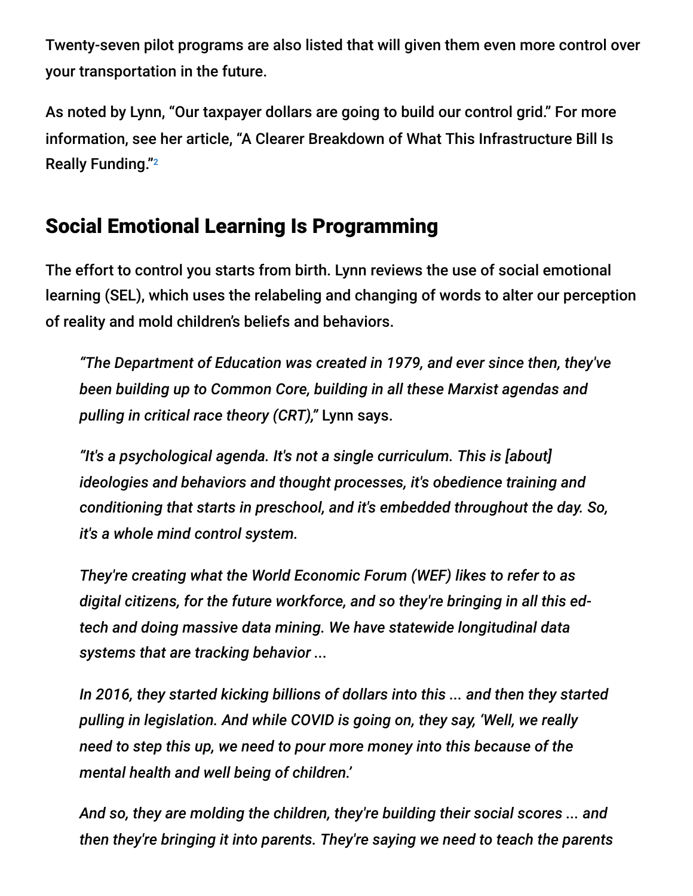Twenty-seven pilot programs are also listed that will given them even more control over your transportation in the future.

As noted by Lynn, "Our taxpayer dollars are going to build our control grid." For more information, see her article, "A Clearer Breakdown of What This Infrastructure Bill Is Really Funding."[2]

## Social Emotional Learning Is Programming

The effort to control you starts from birth. Lynn reviews the use of social emotional learning (SEL), which uses the relabeling and changing of words to alter our perception of reality and mold children's beliefs and behaviors.

> *"The Department of Education was created in 1979, and ever since then, they've been building up to Common Core, building in all these Marxist agendas and pulling in critical race theory (CRT),"* Lynn says.
>
> *"It's a psychological agenda. It's not a single curriculum. This is [about] ideologies and behaviors and thought processes, it's obedience training and conditioning that starts in preschool, and it's embedded throughout the day. So, it's a whole mind control system.*
>
> *They're creating what the World Economic Forum (WEF) likes to refer to as digital citizens, for the future workforce, and so they're bringing in all this ed-tech and doing massive data mining. We have statewide longitudinal data systems that are tracking behavior ...*
>
> *In 2016, they started kicking billions of dollars into this ... and then they started pulling in legislation. And while COVID is going on, they say, 'Well, we really need to step this up, we need to pour more money into this because of the mental health and well being of children.'*
>
> *And so, they are molding the children, they're building their social scores ... and then they're bringing it into parents. They're saying we need to teach the parents*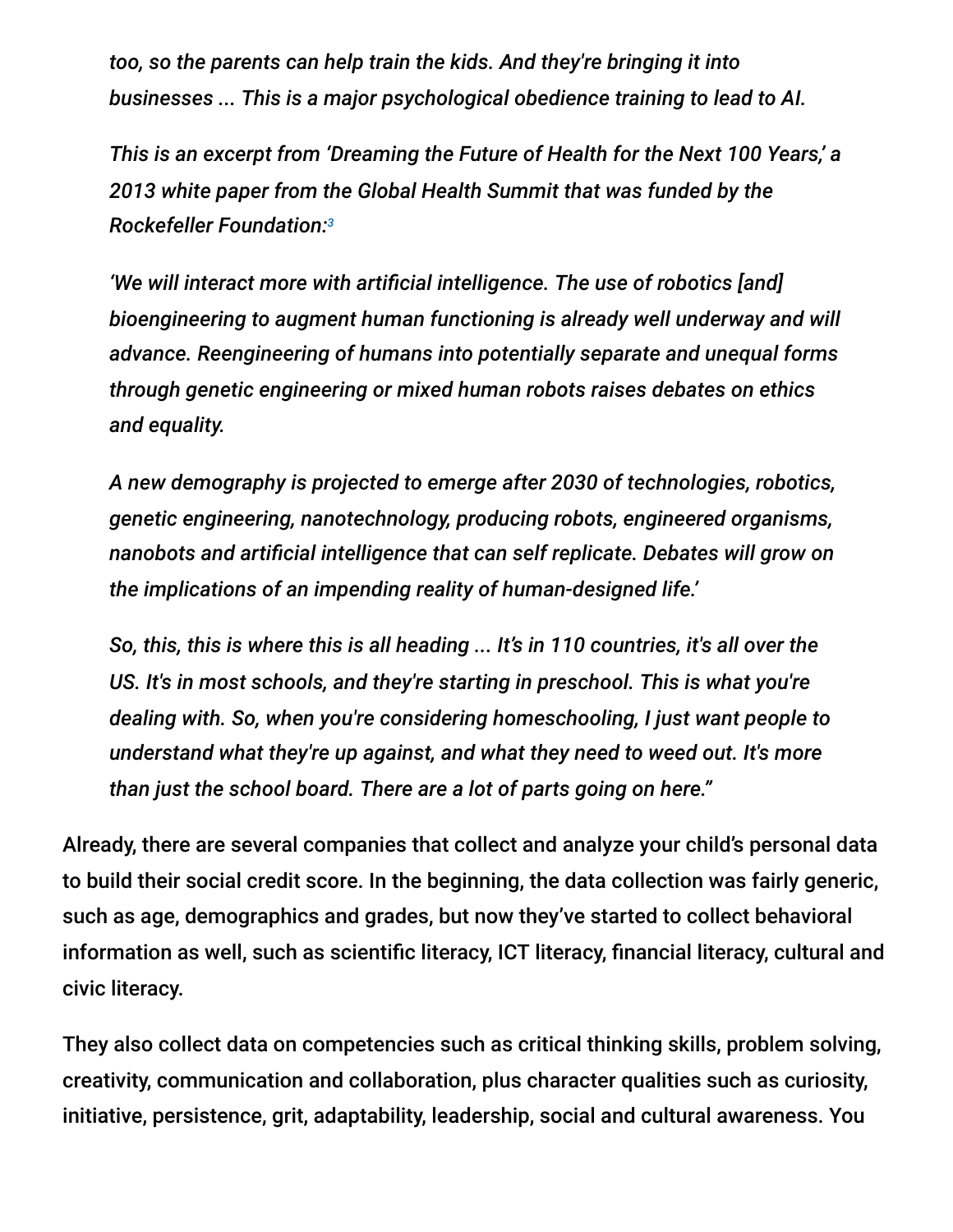*too, so the parents can help train the kids. And they're bringing it into businesses ... This is a major psychological obedience training to lead to AI.*

*This is an excerpt from 'Dreaming the Future of Health for the Next 100 Years,' a 2013 white paper from the Global Health Summit that was funded by the Rockefeller Foundation:*[3]

*'We will interact more with artificial intelligence. The use of robotics [and] bioengineering to augment human functioning is already well underway and will advance. Reengineering of humans into potentially separate and unequal forms through genetic engineering or mixed human robots raises debates on ethics and equality.*

*A new demography is projected to emerge after 2030 of technologies, robotics, genetic engineering, nanotechnology, producing robots, engineered organisms, nanobots and artificial intelligence that can self replicate. Debates will grow on the implications of an impending reality of human-designed life.'*

*So, this, this is where this is all heading ... It's in 110 countries, it's all over the US. It's in most schools, and they're starting in preschool. This is what you're dealing with. So, when you're considering homeschooling, I just want people to understand what they're up against, and what they need to weed out. It's more than just the school board. There are a lot of parts going on here."*

Already, there are several companies that collect and analyze your child's personal data to build their social credit score. In the beginning, the data collection was fairly generic, such as age, demographics and grades, but now they've started to collect behavioral information as well, such as scientific literacy, ICT literacy, financial literacy, cultural and civic literacy.

They also collect data on competencies such as critical thinking skills, problem solving, creativity, communication and collaboration, plus character qualities such as curiosity, initiative, persistence, grit, adaptability, leadership, social and cultural awareness. You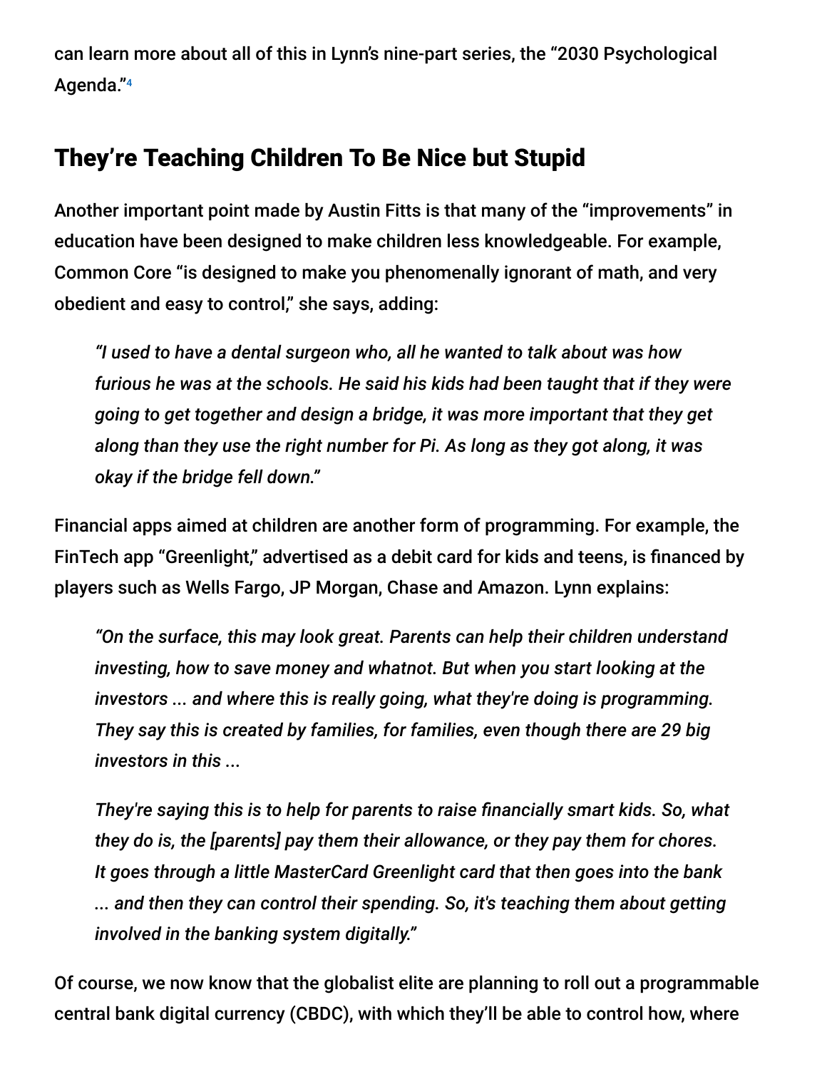can learn more about all of this in Lynn's nine-part series, the "2030 Psychological Agenda."[4]

## They're Teaching Children To Be Nice but Stupid

Another important point made by Austin Fitts is that many of the "improvements" in education have been designed to make children less knowledgeable. For example, Common Core "is designed to make you phenomenally ignorant of math, and very obedient and easy to control," she says, adding:

> *"I used to have a dental surgeon who, all he wanted to talk about was how furious he was at the schools. He said his kids had been taught that if they were going to get together and design a bridge, it was more important that they get along than they use the right number for Pi. As long as they got along, it was okay if the bridge fell down."*

Financial apps aimed at children are another form of programming. For example, the FinTech app "Greenlight," advertised as a debit card for kids and teens, is financed by players such as Wells Fargo, JP Morgan, Chase and Amazon. Lynn explains:

> *"On the surface, this may look great. Parents can help their children understand investing, how to save money and whatnot. But when you start looking at the investors ... and where this is really going, what they're doing is programming. They say this is created by families, for families, even though there are 29 big investors in this ...*
>
> *They're saying this is to help for parents to raise financially smart kids. So, what they do is, the [parents] pay them their allowance, or they pay them for chores. It goes through a little MasterCard Greenlight card that then goes into the bank ... and then they can control their spending. So, it's teaching them about getting involved in the banking system digitally."*

Of course, we now know that the globalist elite are planning to roll out a programmable central bank digital currency (CBDC), with which they'll be able to control how, where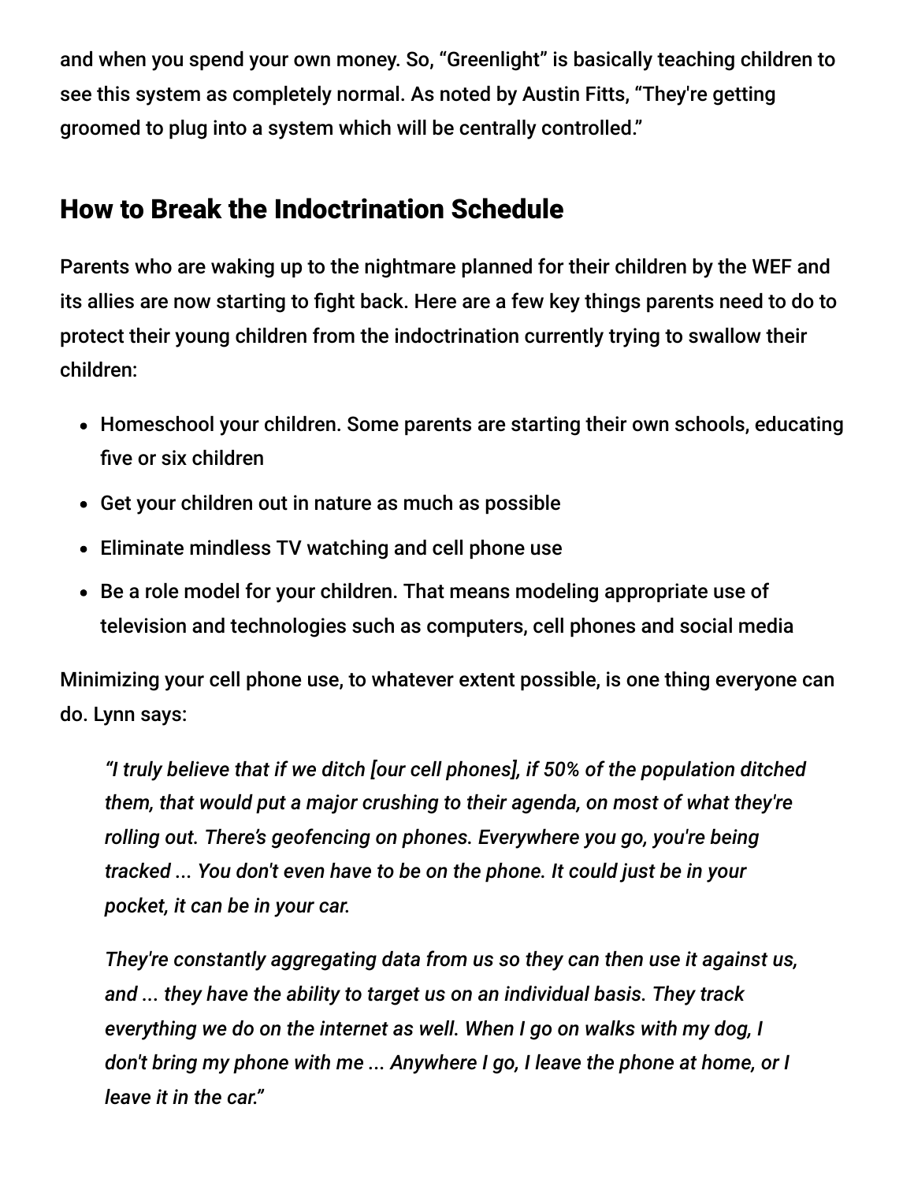and when you spend your own money. So, “Greenlight” is basically teaching children to see this system as completely normal. As noted by Austin Fitts, “They're getting groomed to plug into a system which will be centrally controlled.”

## How to Break the Indoctrination Schedule

Parents who are waking up to the nightmare planned for their children by the WEF and its allies are now starting to fight back. Here are a few key things parents need to do to protect their young children from the indoctrination currently trying to swallow their children:

- Homeschool your children. Some parents are starting their own schools, educating five or six children
- Get your children out in nature as much as possible
- Eliminate mindless TV watching and cell phone use
- Be a role model for your children. That means modeling appropriate use of television and technologies such as computers, cell phones and social media

Minimizing your cell phone use, to whatever extent possible, is one thing everyone can do. Lynn says:

> *“I truly believe that if we ditch [our cell phones], if 50% of the population ditched them, that would put a major crushing to their agenda, on most of what they're rolling out. There’s geofencing on phones. Everywhere you go, you're being tracked ... You don't even have to be on the phone. It could just be in your pocket, it can be in your car.*
>
> *They're constantly aggregating data from us so they can then use it against us, and ... they have the ability to target us on an individual basis. They track everything we do on the internet as well. When I go on walks with my dog, I don't bring my phone with me ... Anywhere I go, I leave the phone at home, or I leave it in the car.”*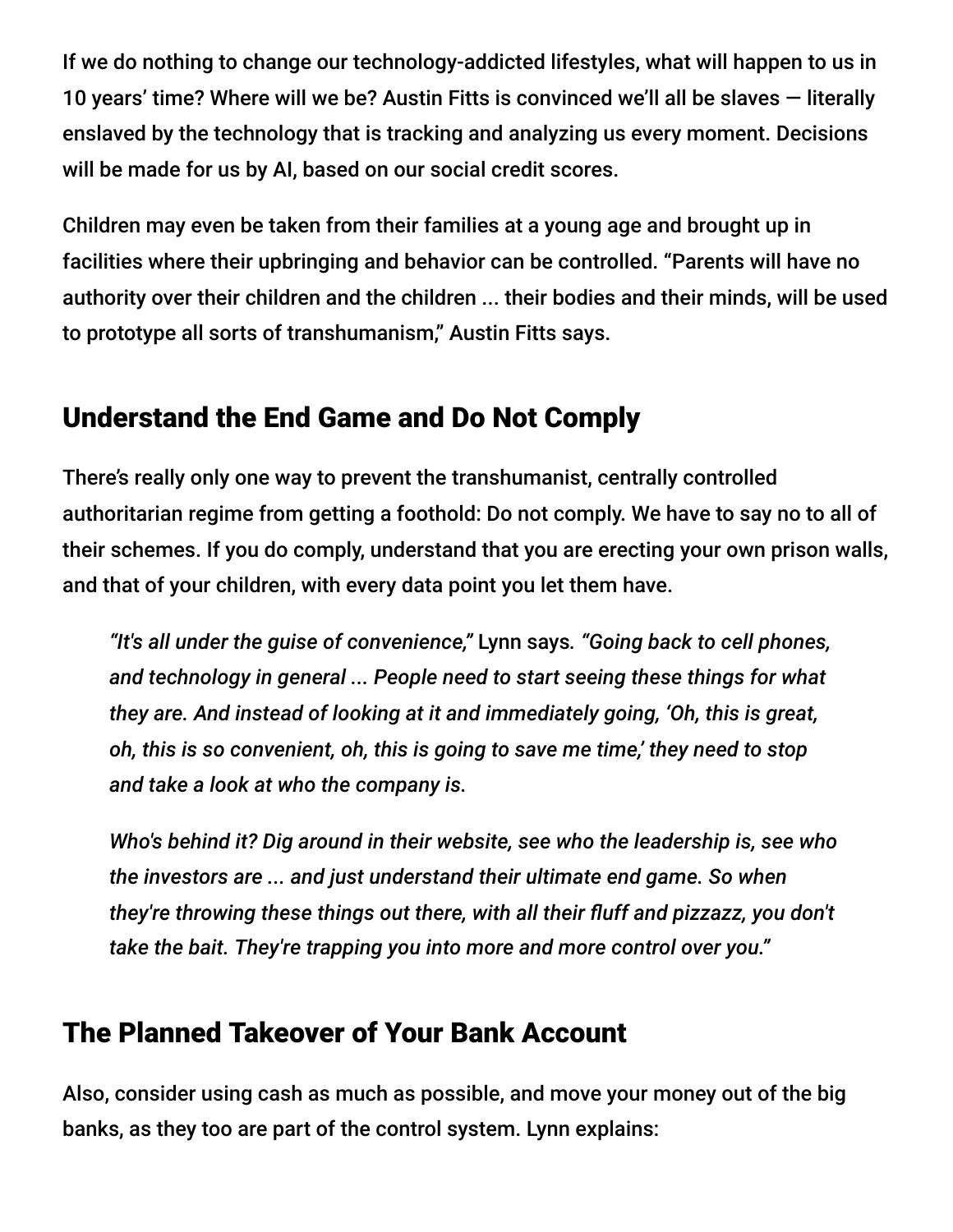If we do nothing to change our technology-addicted lifestyles, what will happen to us in 10 years' time? Where will we be? Austin Fitts is convinced we'll all be slaves — literally enslaved by the technology that is tracking and analyzing us every moment. Decisions will be made for us by AI, based on our social credit scores.

Children may even be taken from their families at a young age and brought up in facilities where their upbringing and behavior can be controlled. "Parents will have no authority over their children and the children ... their bodies and their minds, will be used to prototype all sorts of transhumanism," Austin Fitts says.

## Understand the End Game and Do Not Comply

There's really only one way to prevent the transhumanist, centrally controlled authoritarian regime from getting a foothold: Do not comply. We have to say no to all of their schemes. If you do comply, understand that you are erecting your own prison walls, and that of your children, with every data point you let them have.

> *"It's all under the guise of convenience,"* Lynn says. *"Going back to cell phones, and technology in general ... People need to start seeing these things for what they are. And instead of looking at it and immediately going, 'Oh, this is great, oh, this is so convenient, oh, this is going to save me time,' they need to stop and take a look at who the company is.*
>
> *Who's behind it? Dig around in their website, see who the leadership is, see who the investors are ... and just understand their ultimate end game. So when they're throwing these things out there, with all their fluff and pizzazz, you don't take the bait. They're trapping you into more and more control over you."*

## The Planned Takeover of Your Bank Account

Also, consider using cash as much as possible, and move your money out of the big banks, as they too are part of the control system. Lynn explains: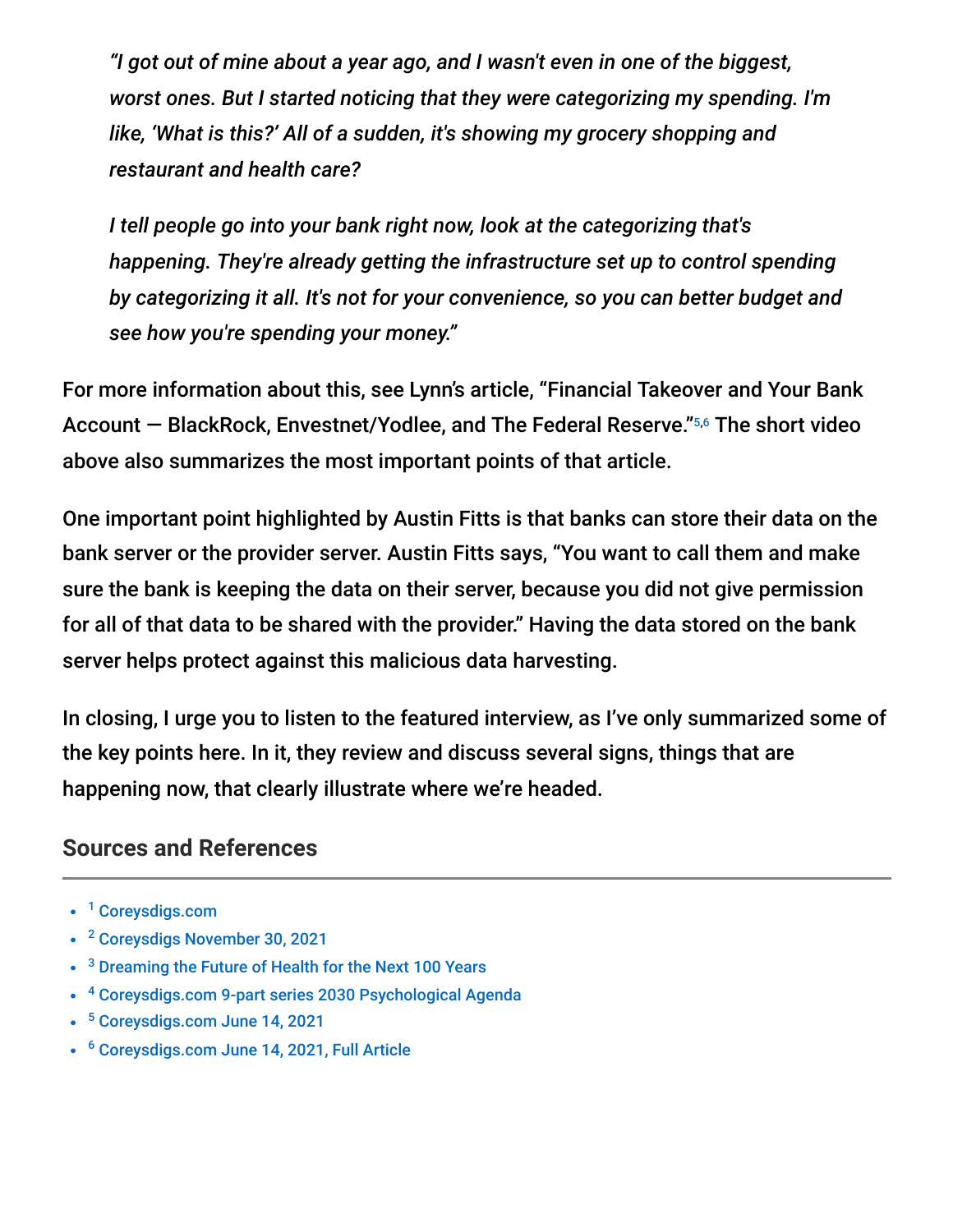> *"I got out of mine about a year ago, and I wasn't even in one of the biggest, worst ones. But I started noticing that they were categorizing my spending. I'm like, 'What is this?' All of a sudden, it's showing my grocery shopping and restaurant and health care?*
>
> *I tell people go into your bank right now, look at the categorizing that's happening. They're already getting the infrastructure set up to control spending by categorizing it all. It's not for your convenience, so you can better budget and see how you're spending your money."*

For more information about this, see Lynn's article, "Financial Takeover and Your Bank Account — BlackRock, Envestnet/Yodlee, and The Federal Reserve."[5,6] The short video above also summarizes the most important points of that article.

One important point highlighted by Austin Fitts is that banks can store their data on the bank server or the provider server. Austin Fitts says, "You want to call them and make sure the bank is keeping the data on their server, because you did not give permission for all of that data to be shared with the provider." Having the data stored on the bank server helps protect against this malicious data harvesting.

In closing, I urge you to listen to the featured interview, as I've only summarized some of the key points here. In it, they review and discuss several signs, things that are happening now, that clearly illustrate where we're headed.

## Sources and References

- [1] Coreysdigs.com
- [2] Coreysdigs November 30, 2021
- [3] Dreaming the Future of Health for the Next 100 Years
- [4] Coreysdigs.com 9-part series 2030 Psychological Agenda
- [5] Coreysdigs.com June 14, 2021
- [6] Coreysdigs.com June 14, 2021, Full Article